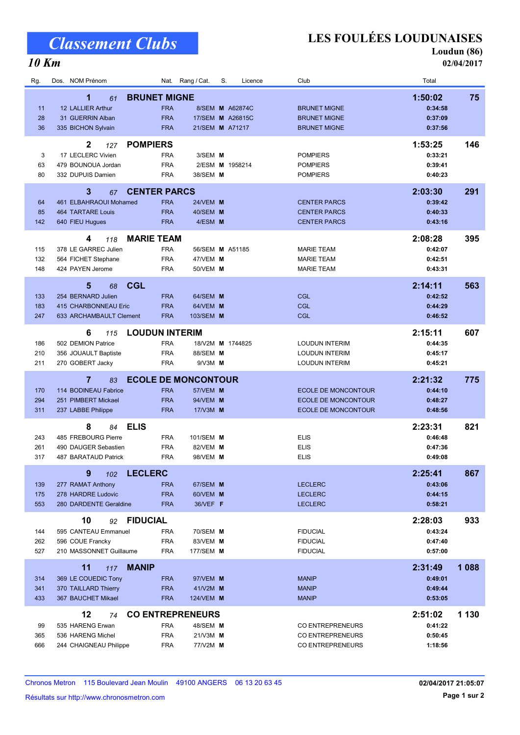# Classement Clubs

## 10 Km

# LES FOULÉES LOUDUNAISES

**Loudun (86)**

**02/04/2017**

| Rg. | Dos. | NOM Prénom | Nat. | Rang / Cat. | S. | Licence | Club | Total | |
|---|---|---|---|---|---|---|---|---|---|
| **1** | 61 | **BRUNET MIGNE** | | | | | | **1:50:02** | **75** |
| 11 | 12 | LALLIER Arthur | FRA | 8/SEM | **M** | A62874C | BRUNET MIGNE | **0:34:58** | |
| 28 | 31 | GUERRIN Alban | FRA | 17/SEM | **M** | A26815C | BRUNET MIGNE | **0:37:09** | |
| 36 | 335 | BICHON Sylvain | FRA | 21/SEM | **M** | A71217 | BRUNET MIGNE | **0:37:56** | |
| **2** | 127 | **POMPIERS** | | | | | | **1:53:25** | **146** |
| 3 | 17 | LECLERC Vivien | FRA | 3/SEM | **M** | | POMPIERS | **0:33:21** | |
| 63 | 479 | BOUNOUA Jordan | FRA | 2/ESM | **M** | 1958214 | POMPIERS | **0:39:41** | |
| 80 | 332 | DUPUIS Damien | FRA | 38/SEM | **M** | | POMPIERS | **0:40:23** | |
| **3** | 67 | **CENTER PARCS** | | | | | | **2:03:30** | **291** |
| 64 | 461 | ELBAHRAOUI Mohamed | FRA | 24/VEM | **M** | | CENTER PARCS | **0:39:42** | |
| 85 | 464 | TARTARE Louis | FRA | 40/SEM | **M** | | CENTER PARCS | **0:40:33** | |
| 142 | 640 | FIEU Hugues | FRA | 4/ESM | **M** | | CENTER PARCS | **0:43:16** | |
| **4** | 118 | **MARIE TEAM** | | | | | | **2:08:28** | **395** |
| 115 | 378 | LE GARREC Julien | FRA | 56/SEM | **M** | A51185 | MARIE TEAM | **0:42:07** | |
| 132 | 564 | FICHET Stephane | FRA | 47/VEM | **M** | | MARIE TEAM | **0:42:51** | |
| 148 | 424 | PAYEN Jerome | FRA | 50/VEM | **M** | | MARIE TEAM | **0:43:31** | |
| **5** | 68 | **CGL** | | | | | | **2:14:11** | **563** |
| 133 | 254 | BERNARD Julien | FRA | 64/SEM | **M** | | CGL | **0:42:52** | |
| 183 | 415 | CHARBONNEAU Eric | FRA | 64/VEM | **M** | | CGL | **0:44:29** | |
| 247 | 633 | ARCHAMBAULT Clement | FRA | 103/SEM | **M** | | CGL | **0:46:52** | |
| **6** | 115 | **LOUDUN INTERIM** | | | | | | **2:15:11** | **607** |
| 186 | 502 | DEMION Patrice | FRA | 18/V2M | **M** | 1744825 | LOUDUN INTERIM | **0:44:35** | |
| 210 | 356 | JOUAULT Baptiste | FRA | 88/SEM | **M** | | LOUDUN INTERIM | **0:45:17** | |
| 211 | 270 | GOBERT Jacky | FRA | 9/V3M | **M** | | LOUDUN INTERIM | **0:45:21** | |
| **7** | 83 | **ECOLE DE MONCONTOUR** | | | | | | **2:21:32** | **775** |
| 170 | 114 | BODINEAU Fabrice | FRA | 57/VEM | **M** | | ECOLE DE MONCONTOUR | **0:44:10** | |
| 294 | 251 | PIMBERT Mickael | FRA | 94/VEM | **M** | | ECOLE DE MONCONTOUR | **0:48:27** | |
| 311 | 237 | LABBE Philippe | FRA | 17/V3M | **M** | | ECOLE DE MONCONTOUR | **0:48:56** | |
| **8** | 84 | **ELIS** | | | | | | **2:23:31** | **821** |
| 243 | 485 | FREBOURG Pierre | FRA | 101/SEM | **M** | | ELIS | **0:46:48** | |
| 261 | 490 | DAUGER Sebastien | FRA | 82/VEM | **M** | | ELIS | **0:47:36** | |
| 317 | 487 | BARATAUD Patrick | FRA | 98/VEM | **M** | | ELIS | **0:49:08** | |
| **9** | 102 | **LECLERC** | | | | | | **2:25:41** | **867** |
| 139 | 277 | RAMAT Anthony | FRA | 67/SEM | **M** | | LECLERC | **0:43:06** | |
| 175 | 278 | HARDRE Ludovic | FRA | 60/VEM | **M** | | LECLERC | **0:44:15** | |
| 553 | 280 | DARDENTE Geraldine | FRA | 36/VEF | **F** | | LECLERC | **0:58:21** | |
| **10** | 92 | **FIDUCIAL** | | | | | | **2:28:03** | **933** |
| 144 | 595 | CANTEAU Emmanuel | FRA | 70/SEM | **M** | | FIDUCIAL | **0:43:24** | |
| 262 | 596 | COUE Francky | FRA | 83/VEM | **M** | | FIDUCIAL | **0:47:40** | |
| 527 | 210 | MASSONNET Guillaume | FRA | 177/SEM | **M** | | FIDUCIAL | **0:57:00** | |
| **11** | 117 | **MANIP** | | | | | | **2:31:49** | **1 088** |
| 314 | 369 | LE COUEDIC Tony | FRA | 97/VEM | **M** | | MANIP | **0:49:01** | |
| 341 | 370 | TAILLARD Thierry | FRA | 41/V2M | **M** | | MANIP | **0:49:44** | |
| 433 | 367 | BAUCHET Mikael | FRA | 124/VEM | **M** | | MANIP | **0:53:05** | |
| **12** | 74 | **CO ENTREPRENEURS** | | | | | | **2:51:02** | **1 130** |
| 99 | 535 | HARENG Erwan | FRA | 48/SEM | **M** | | CO ENTREPRENEURS | **0:41:22** | |
| 365 | 536 | HARENG Michel | FRA | 21/V3M | **M** | | CO ENTREPRENEURS | **0:50:45** | |
| 666 | 244 | CHAIGNEAU Philippe | FRA | 77/V2M | **M** | | CO ENTREPRENEURS | **1:18:56** | |

Chronos Metron 115 Boulevard Jean Moulin 49100 ANGERS 06 13 20 63 45

Résultats sur http://www.chronosmetron.com

**02/04/2017 21:05:07**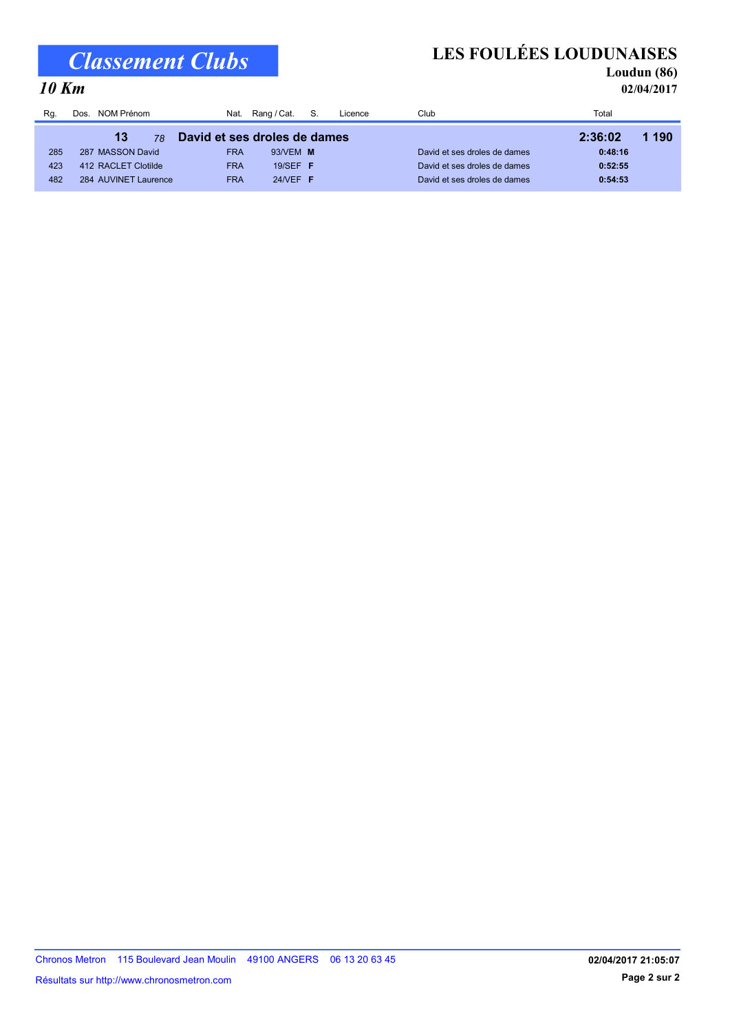# Classement Clubs

## LES FOULÉES LOUDUNAISES

**Loudun (86)**

*10 Km*

**02/04/2017**

| Rg. | Dos. | NOM Prénom | Nat. | Rang / Cat. | S. | Licence | Club | Total | |
|---|---|---|---|---|---|---|---|---|---|
| | **13** | *78* **David et ses droles de dames** | | | | | | **2:36:02** | **1 190** |
| 285 | 287 | MASSON David | FRA | 93/VEM | **M** | | David et ses droles de dames | **0:48:16** | |
| 423 | 412 | RACLET Clotilde | FRA | 19/SEF | **F** | | David et ses droles de dames | **0:52:55** | |
| 482 | 284 | AUVINET Laurence | FRA | 24/VEF | **F** | | David et ses droles de dames | **0:54:53** | |

Chronos Metron 115 Boulevard Jean Moulin 49100 ANGERS 06 13 20 63 45

Résultats sur http://www.chronosmetron.com

**02/04/2017 21:05:07**